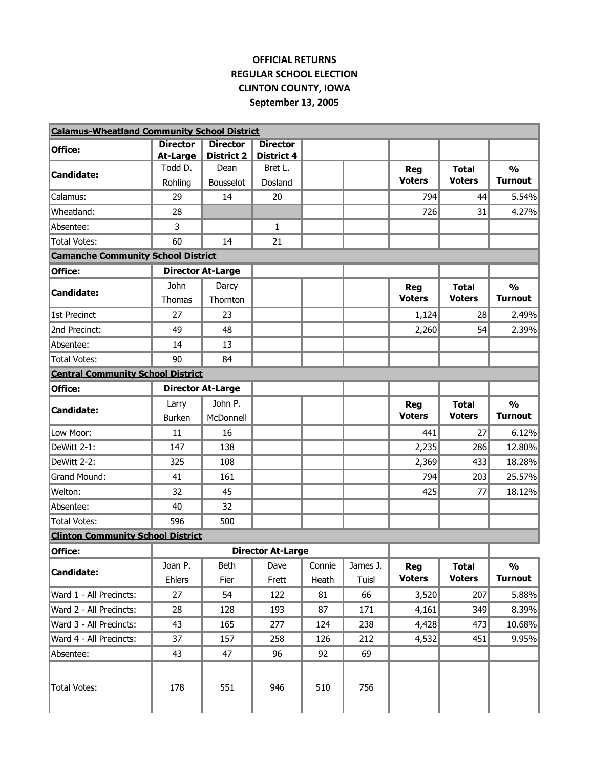**OFFICIAL RETURNS**
**REGULAR SCHOOL ELECTION**
**CLINTON COUNTY, IOWA**
**September 13, 2005**

**Calamus-Wheatland Community School District**

| Office: | Director At-Large | Director District 2 | Director District 4 | | | | | |
|---|---|---|---|---|---|---|---|---|
| Candidate: | Todd D. Rohling | Dean Bousselot | Bret L. Dosland | | | Reg Voters | Total Voters | % Turnout |
| Calamus: | 29 | 14 | 20 | | | 794 | 44 | 5.54% |
| Wheatland: | 28 | | | | | 726 | 31 | 4.27% |
| Absentee: | 3 | | 1 | | | | | |
| Total Votes: | 60 | 14 | 21 | | | | | |

**Camanche Community School District**

| Office: | Director At-Large | | | | | | | |
|---|---|---|---|---|---|---|---|---|
| Candidate: | John Thomas | Darcy Thornton | | | | Reg Voters | Total Voters | % Turnout |
| 1st Precinct | 27 | 23 | | | | 1,124 | 28 | 2.49% |
| 2nd Precinct: | 49 | 48 | | | | 2,260 | 54 | 2.39% |
| Absentee: | 14 | 13 | | | | | | |
| Total Votes: | 90 | 84 | | | | | | |

**Central Community School District**

| Office: | Director At-Large | | | | | | | |
|---|---|---|---|---|---|---|---|---|
| Candidate: | Larry Burken | John P. McDonnell | | | | Reg Voters | Total Voters | % Turnout |
| Low Moor: | 11 | 16 | | | | 441 | 27 | 6.12% |
| DeWitt 2-1: | 147 | 138 | | | | 2,235 | 286 | 12.80% |
| DeWitt 2-2: | 325 | 108 | | | | 2,369 | 433 | 18.28% |
| Grand Mound: | 41 | 161 | | | | 794 | 203 | 25.57% |
| Welton: | 32 | 45 | | | | 425 | 77 | 18.12% |
| Absentee: | 40 | 32 | | | | | | |
| Total Votes: | 596 | 500 | | | | | | |

**Clinton Community School District**

| Office: | Director At-Large | | | | | | | |
|---|---|---|---|---|---|---|---|---|
| Candidate: | Joan P. Ehlers | Beth Fier | Dave Frett | Connie Heath | James J. Tuisl | Reg Voters | Total Voters | % Turnout |
| Ward 1 - All Precincts: | 27 | 54 | 122 | 81 | 66 | 3,520 | 207 | 5.88% |
| Ward 2 - All Precincts: | 28 | 128 | 193 | 87 | 171 | 4,161 | 349 | 8.39% |
| Ward 3 - All Precincts: | 43 | 165 | 277 | 124 | 238 | 4,428 | 473 | 10.68% |
| Ward 4 - All Precincts: | 37 | 157 | 258 | 126 | 212 | 4,532 | 451 | 9.95% |
| Absentee: | 43 | 47 | 96 | 92 | 69 | | | |
| Total Votes: | 178 | 551 | 946 | 510 | 756 | | | |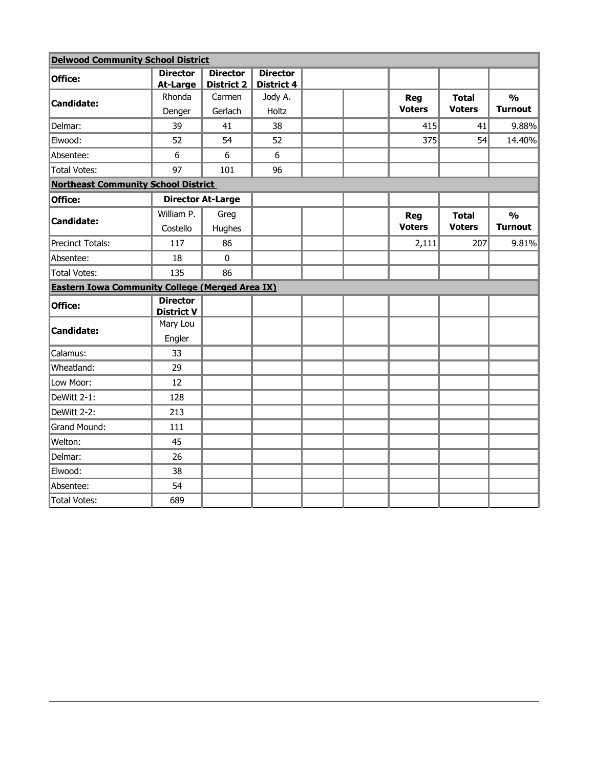| **Delwood Community School District** | | | | | | | | |
|---|---|---|---|---|---|---|---|---|
| **Office:** | **Director At-Large** | **Director District 2** | **Director District 4** | | | | | |
| **Candidate:** | Rhonda Denger | Carmen Gerlach | Jody A. Holtz | | | **Reg Voters** | **Total Voters** | **% Turnout** |
| Delmar: | 39 | 41 | 38 | | | 415 | 41 | 9.88% |
| Elwood: | 52 | 54 | 52 | | | 375 | 54 | 14.40% |
| Absentee: | 6 | 6 | 6 | | | | | |
| Total Votes: | 97 | 101 | 96 | | | | | |
| **Northeast Community School District** | | | | | | | | |
| **Office:** | **Director At-Large** | | | | | | | |
| **Candidate:** | William P. Costello | Greg Hughes | | | | **Reg Voters** | **Total Voters** | **% Turnout** |
| Precinct Totals: | 117 | 86 | | | | 2,111 | 207 | 9.81% |
| Absentee: | 18 | 0 | | | | | | |
| Total Votes: | 135 | 86 | | | | | | |
| **Eastern Iowa Community College (Merged Area IX)** | | | | | | | | |
| **Office:** | **Director District V** | | | | | | | |
| **Candidate:** | Mary Lou Engler | | | | | | | |
| Calamus: | 33 | | | | | | | |
| Wheatland: | 29 | | | | | | | |
| Low Moor: | 12 | | | | | | | |
| DeWitt 2-1: | 128 | | | | | | | |
| DeWitt 2-2: | 213 | | | | | | | |
| Grand Mound: | 111 | | | | | | | |
| Welton: | 45 | | | | | | | |
| Delmar: | 26 | | | | | | | |
| Elwood: | 38 | | | | | | | |
| Absentee: | 54 | | | | | | | |
| Total Votes: | 689 | | | | | | | |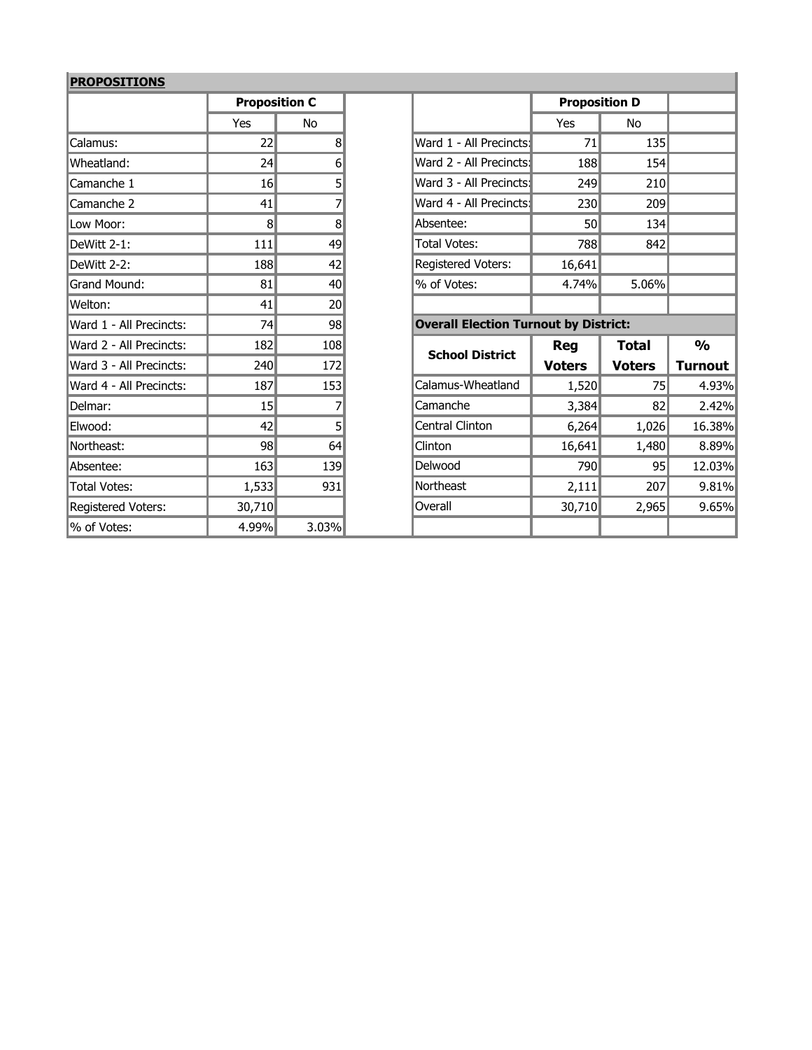## PROPOSITIONS

| | Proposition C | |
|---|---|---|
| | Yes | No |
| Calamus: | 22 | 8 |
| Wheatland: | 24 | 6 |
| Camanche 1 | 16 | 5 |
| Camanche 2 | 41 | 7 |
| Low Moor: | 8 | 8 |
| DeWitt 2-1: | 111 | 49 |
| DeWitt 2-2: | 188 | 42 |
| Grand Mound: | 81 | 40 |
| Welton: | 41 | 20 |
| Ward 1 - All Precincts: | 74 | 98 |
| Ward 2 - All Precincts: | 182 | 108 |
| Ward 3 - All Precincts: | 240 | 172 |
| Ward 4 - All Precincts: | 187 | 153 |
| Delmar: | 15 | 7 |
| Elwood: | 42 | 5 |
| Northeast: | 98 | 64 |
| Absentee: | 163 | 139 |
| Total Votes: | 1,533 | 931 |
| Registered Voters: | 30,710 | |
| % of Votes: | 4.99% | 3.03% |

| | Proposition D | |
|---|---|---|
| | Yes | No |
| Ward 1 - All Precincts: | 71 | 135 |
| Ward 2 - All Precincts: | 188 | 154 |
| Ward 3 - All Precincts: | 249 | 210 |
| Ward 4 - All Precincts: | 230 | 209 |
| Absentee: | 50 | 134 |
| Total Votes: | 788 | 842 |
| Registered Voters: | 16,641 | |
| % of Votes: | 4.74% | 5.06% |

**Overall Election Turnout by District:**

| School District | Reg Voters | Total Voters | % Turnout |
|---|---|---|---|
| Calamus-Wheatland | 1,520 | 75 | 4.93% |
| Camanche | 3,384 | 82 | 2.42% |
| Central Clinton | 6,264 | 1,026 | 16.38% |
| Clinton | 16,641 | 1,480 | 8.89% |
| Delwood | 790 | 95 | 12.03% |
| Northeast | 2,111 | 207 | 9.81% |
| Overall | 30,710 | 2,965 | 9.65% |